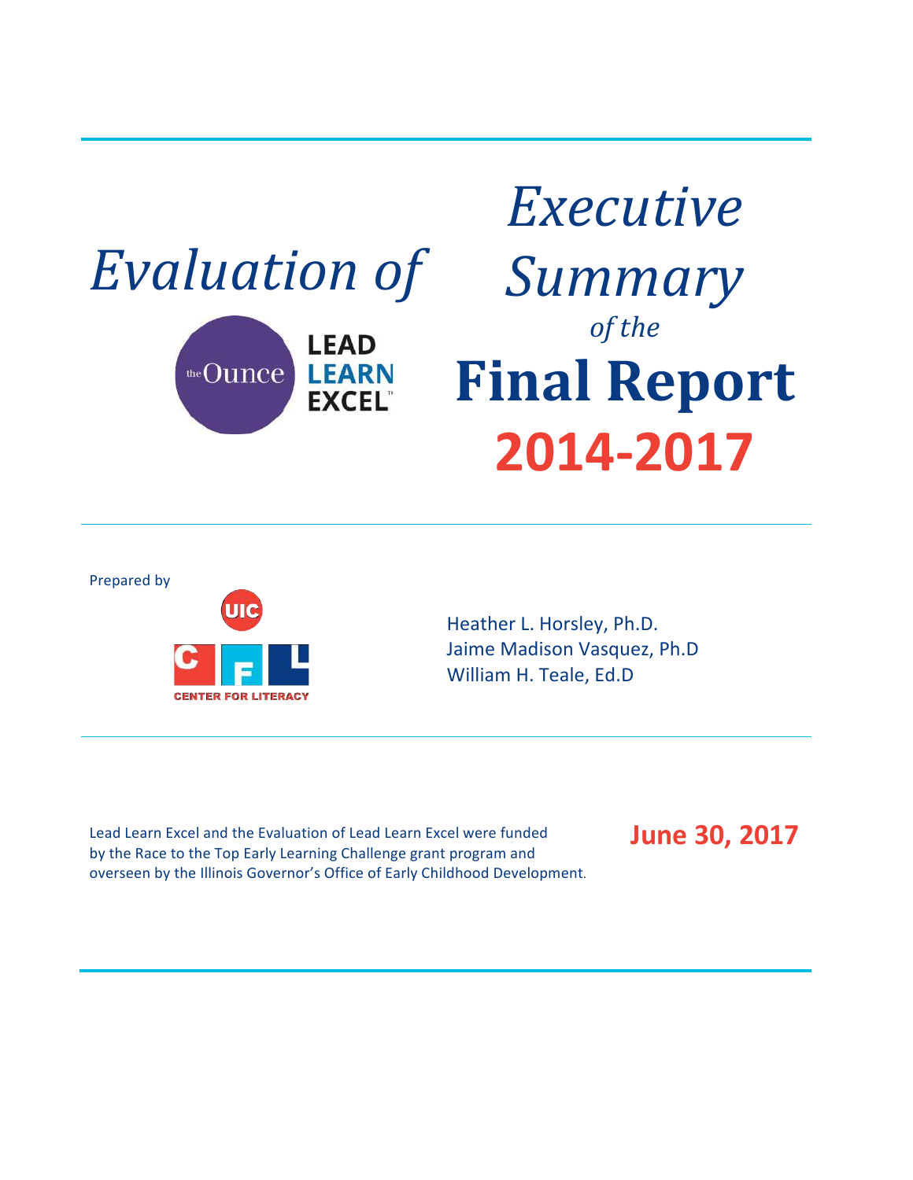# *Evaluation of*

the Ounce LEAD LEARN EXCEL™

# *Executive Summary*

*of the*

# Final Report

# 2014-2017

Prepared by

UIC CFL CENTER FOR LITERACY

Heather L. Horsley, Ph.D.
Jaime Madison Vasquez, Ph.D
William H. Teale, Ed.D

Lead Learn Excel and the Evaluation of Lead Learn Excel were funded by the Race to the Top Early Learning Challenge grant program and overseen by the Illinois Governor's Office of Early Childhood Development.

**June 30, 2017**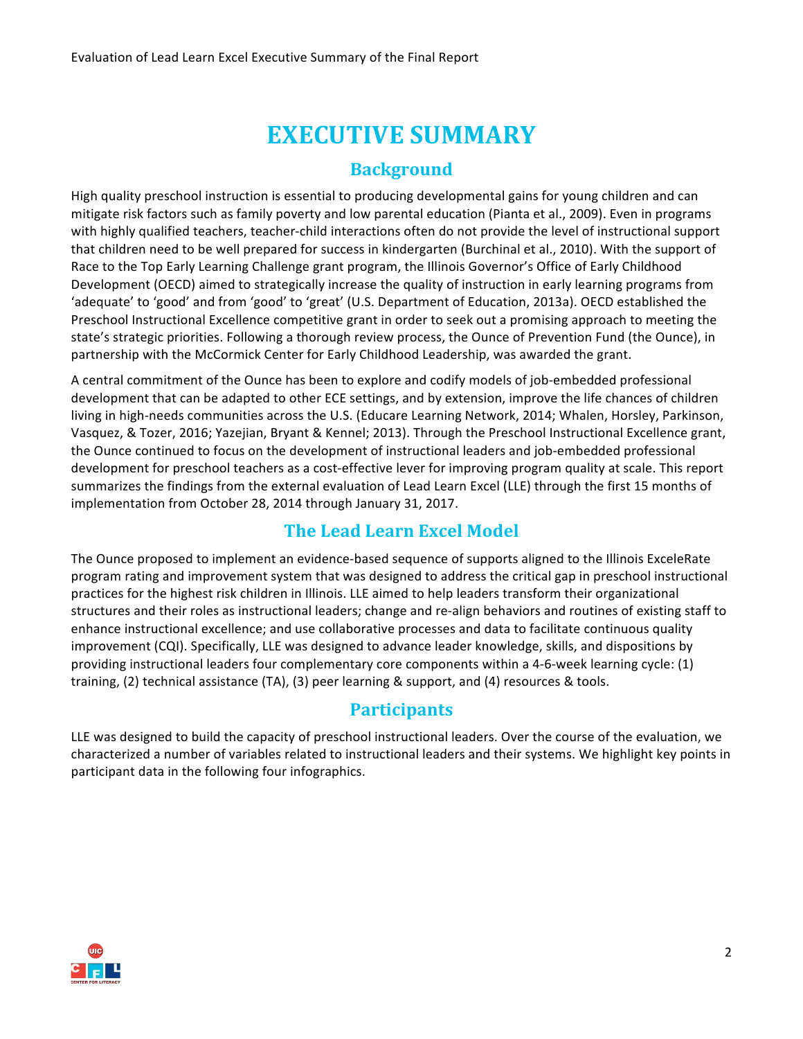# EXECUTIVE SUMMARY

## Background

High quality preschool instruction is essential to producing developmental gains for young children and can mitigate risk factors such as family poverty and low parental education (Pianta et al., 2009). Even in programs with highly qualified teachers, teacher-child interactions often do not provide the level of instructional support that children need to be well prepared for success in kindergarten (Burchinal et al., 2010). With the support of Race to the Top Early Learning Challenge grant program, the Illinois Governor's Office of Early Childhood Development (OECD) aimed to strategically increase the quality of instruction in early learning programs from 'adequate' to 'good' and from 'good' to 'great' (U.S. Department of Education, 2013a). OECD established the Preschool Instructional Excellence competitive grant in order to seek out a promising approach to meeting the state's strategic priorities. Following a thorough review process, the Ounce of Prevention Fund (the Ounce), in partnership with the McCormick Center for Early Childhood Leadership, was awarded the grant.

A central commitment of the Ounce has been to explore and codify models of job-embedded professional development that can be adapted to other ECE settings, and by extension, improve the life chances of children living in high-needs communities across the U.S. (Educare Learning Network, 2014; Whalen, Horsley, Parkinson, Vasquez, & Tozer, 2016; Yazejian, Bryant & Kennel; 2013). Through the Preschool Instructional Excellence grant, the Ounce continued to focus on the development of instructional leaders and job-embedded professional development for preschool teachers as a cost-effective lever for improving program quality at scale. This report summarizes the findings from the external evaluation of Lead Learn Excel (LLE) through the first 15 months of implementation from October 28, 2014 through January 31, 2017.

## The Lead Learn Excel Model

The Ounce proposed to implement an evidence-based sequence of supports aligned to the Illinois ExceleRate program rating and improvement system that was designed to address the critical gap in preschool instructional practices for the highest risk children in Illinois. LLE aimed to help leaders transform their organizational structures and their roles as instructional leaders; change and re-align behaviors and routines of existing staff to enhance instructional excellence; and use collaborative processes and data to facilitate continuous quality improvement (CQI). Specifically, LLE was designed to advance leader knowledge, skills, and dispositions by providing instructional leaders four complementary core components within a 4-6-week learning cycle: (1) training, (2) technical assistance (TA), (3) peer learning & support, and (4) resources & tools.

## Participants

LLE was designed to build the capacity of preschool instructional leaders. Over the course of the evaluation, we characterized a number of variables related to instructional leaders and their systems. We highlight key points in participant data in the following four infographics.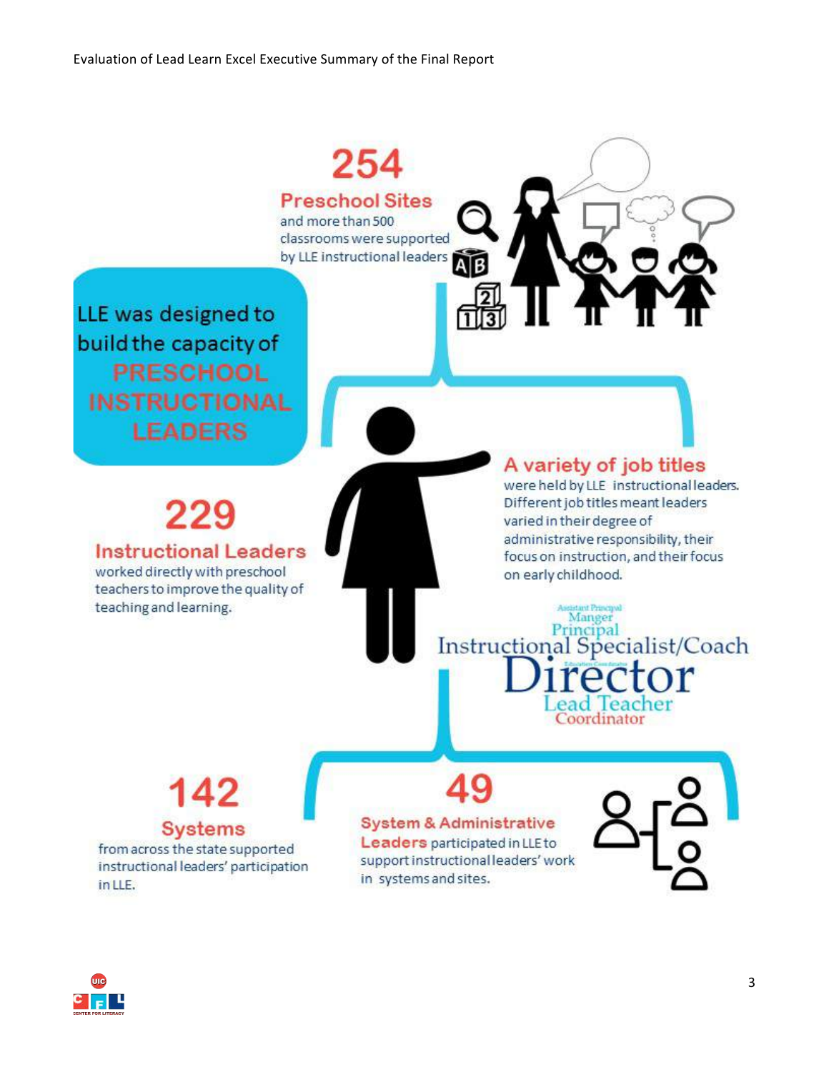**254**

**Preschool Sites** and more than 500 classrooms were supported by LLE instructional leaders

LLE was designed to build the capacity of **PRESCHOOL INSTRUCTIONAL LEADERS**

**229**

**Instructional Leaders** worked directly with preschool teachers to improve the quality of teaching and learning.

**A variety of job titles** were held by LLE instructional leaders. Different job titles meant leaders varied in their degree of administrative responsibility, their focus on instruction, and their focus on early childhood.

Assistant Principal
Manger
Principal
Instructional Specialist/Coach
Education Coordinator
Director
Lead Teacher
Coordinator

**142**

**Systems** from across the state supported instructional leaders' participation in LLE.

**49**

**System & Administrative Leaders** participated in LLE to support instructional leaders' work in systems and sites.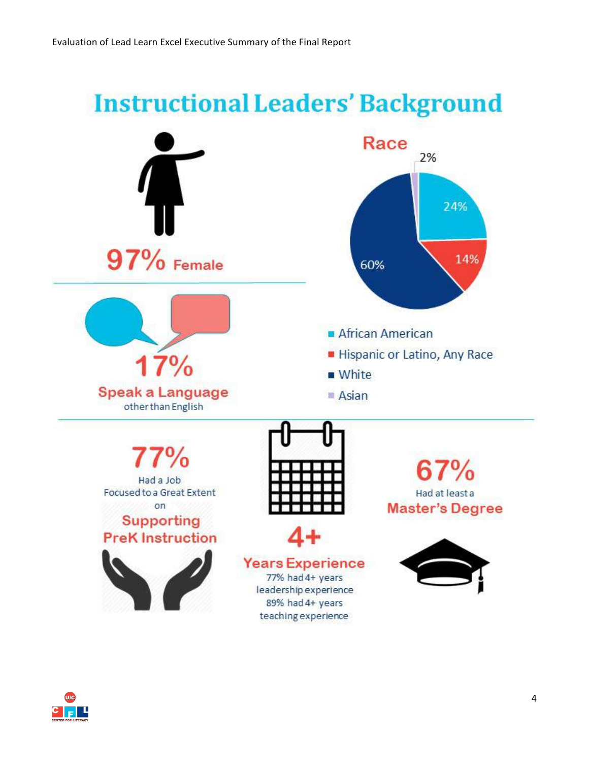# Instructional Leaders' Background

**97% Female**

**17%**
**Speak a Language**
other than English

## Race

| Race | Percent |
|---|---|
| African American | 24% |
| Hispanic or Latino, Any Race | 14% |
| White | 60% |
| Asian | 2% |

**77%**
Had a Job Focused to a Great Extent on
**Supporting PreK Instruction**

**4+**
**Years Experience**
77% had 4+ years leadership experience
89% had 4+ years teaching experience

**67%**
Had at least a
**Master's Degree**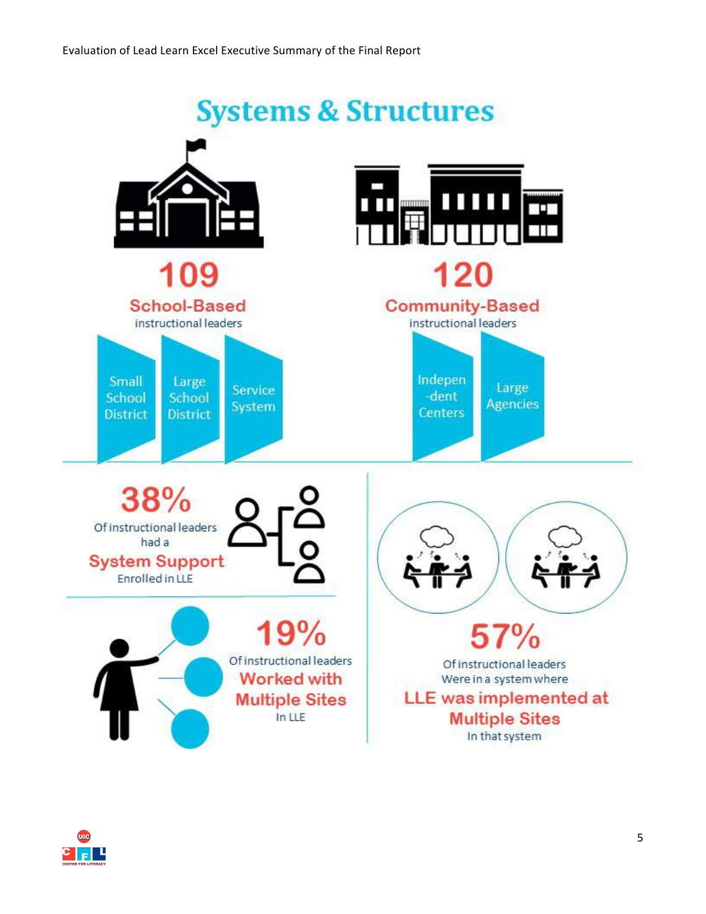# Systems & Structures

**109**

**School-Based**
instructional leaders

- Small School District
- Large School District
- Service System

**120**

**Community-Based**
instructional leaders

- Indepen-dent Centers
- Large Agencies

**38%**
Of instructional leaders had a
**System Support**
Enrolled in LLE

**19%**
Of instructional leaders
**Worked with Multiple Sites**
In LLE

**57%**
Of instructional leaders
Were in a system where
**LLE was implemented at Multiple Sites**
In that system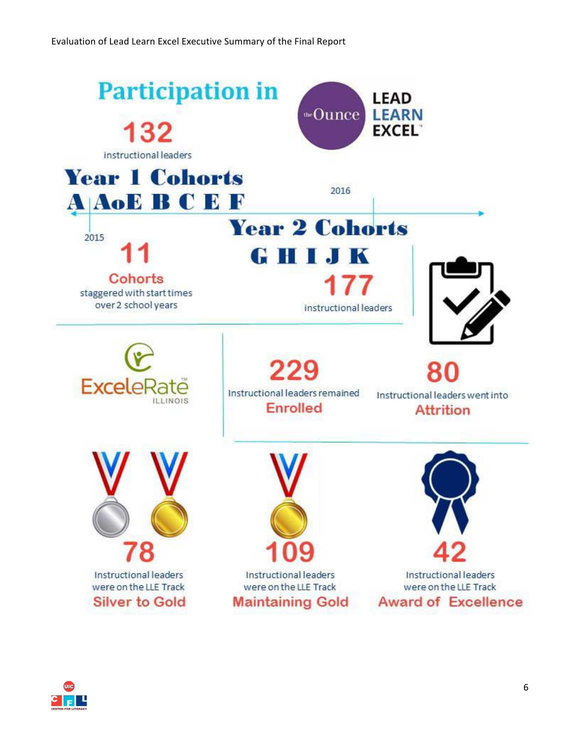## Participation in

the Ounce LEAD LEARN EXCEL

**132** instructional leaders

**Year 1 Cohorts**

**A AoE B C E F**

2015

2016

**Year 2 Cohorts**

**G H I J K**

**11 Cohorts** staggered with start times over 2 school years

**177** instructional leaders

ExceleRate ILLINOIS

**229** Instructional leaders remained **Enrolled**

**80** Instructional leaders went into **Attrition**

**78** Instructional leaders were on the LLE Track **Silver to Gold**

**109** Instructional leaders were on the LLE Track **Maintaining Gold**

**42** Instructional leaders were on the LLE Track **Award of Excellence**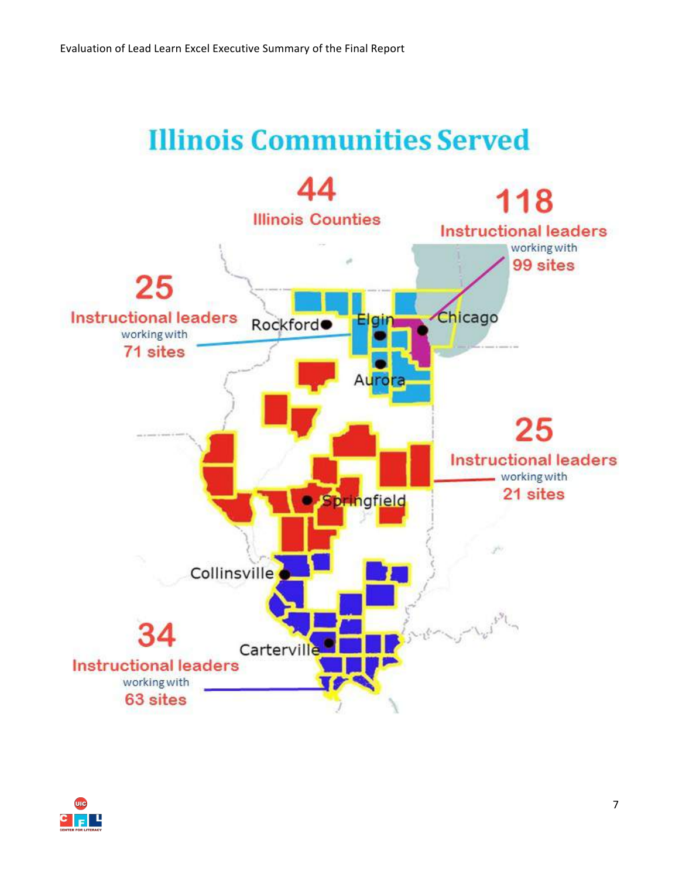# Illinois Communities Served

**44** Illinois Counties

**118** Instructional leaders working with **99 sites**

**25** Instructional leaders working with **71 sites**

**25** Instructional leaders working with **21 sites**

**34** Instructional leaders working with **63 sites**

Rockford, Elgin, Chicago, Aurora, Springfield, Collinsville, Carterville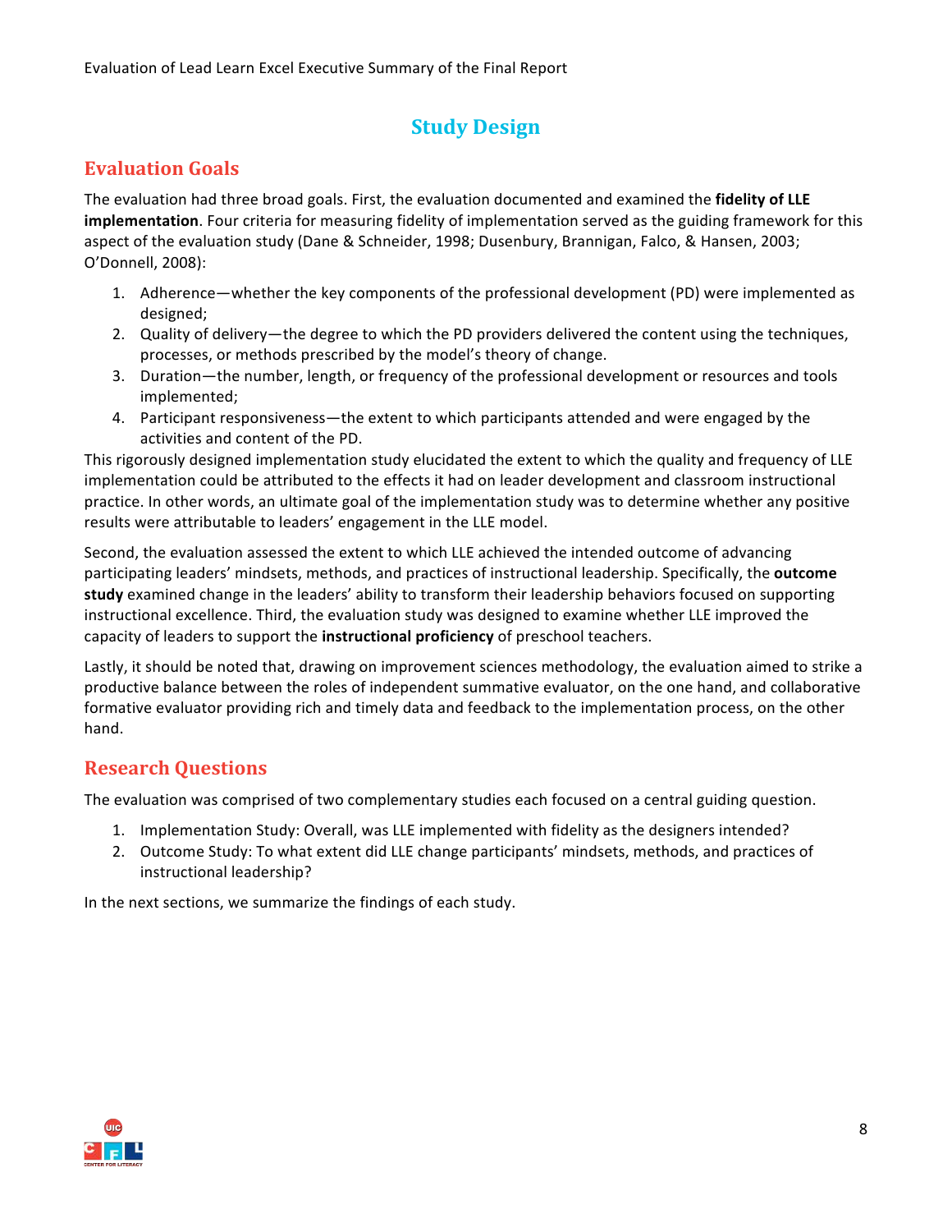# Study Design

## Evaluation Goals

The evaluation had three broad goals. First, the evaluation documented and examined the **fidelity of LLE implementation**. Four criteria for measuring fidelity of implementation served as the guiding framework for this aspect of the evaluation study (Dane & Schneider, 1998; Dusenbury, Brannigan, Falco, & Hansen, 2003; O'Donnell, 2008):

1. Adherence—whether the key components of the professional development (PD) were implemented as designed;
2. Quality of delivery—the degree to which the PD providers delivered the content using the techniques, processes, or methods prescribed by the model's theory of change.
3. Duration—the number, length, or frequency of the professional development or resources and tools implemented;
4. Participant responsiveness—the extent to which participants attended and were engaged by the activities and content of the PD.

This rigorously designed implementation study elucidated the extent to which the quality and frequency of LLE implementation could be attributed to the effects it had on leader development and classroom instructional practice. In other words, an ultimate goal of the implementation study was to determine whether any positive results were attributable to leaders' engagement in the LLE model.

Second, the evaluation assessed the extent to which LLE achieved the intended outcome of advancing participating leaders' mindsets, methods, and practices of instructional leadership. Specifically, the **outcome study** examined change in the leaders' ability to transform their leadership behaviors focused on supporting instructional excellence. Third, the evaluation study was designed to examine whether LLE improved the capacity of leaders to support the **instructional proficiency** of preschool teachers.

Lastly, it should be noted that, drawing on improvement sciences methodology, the evaluation aimed to strike a productive balance between the roles of independent summative evaluator, on the one hand, and collaborative formative evaluator providing rich and timely data and feedback to the implementation process, on the other hand.

## Research Questions

The evaluation was comprised of two complementary studies each focused on a central guiding question.

1. Implementation Study: Overall, was LLE implemented with fidelity as the designers intended?
2. Outcome Study: To what extent did LLE change participants' mindsets, methods, and practices of instructional leadership?

In the next sections, we summarize the findings of each study.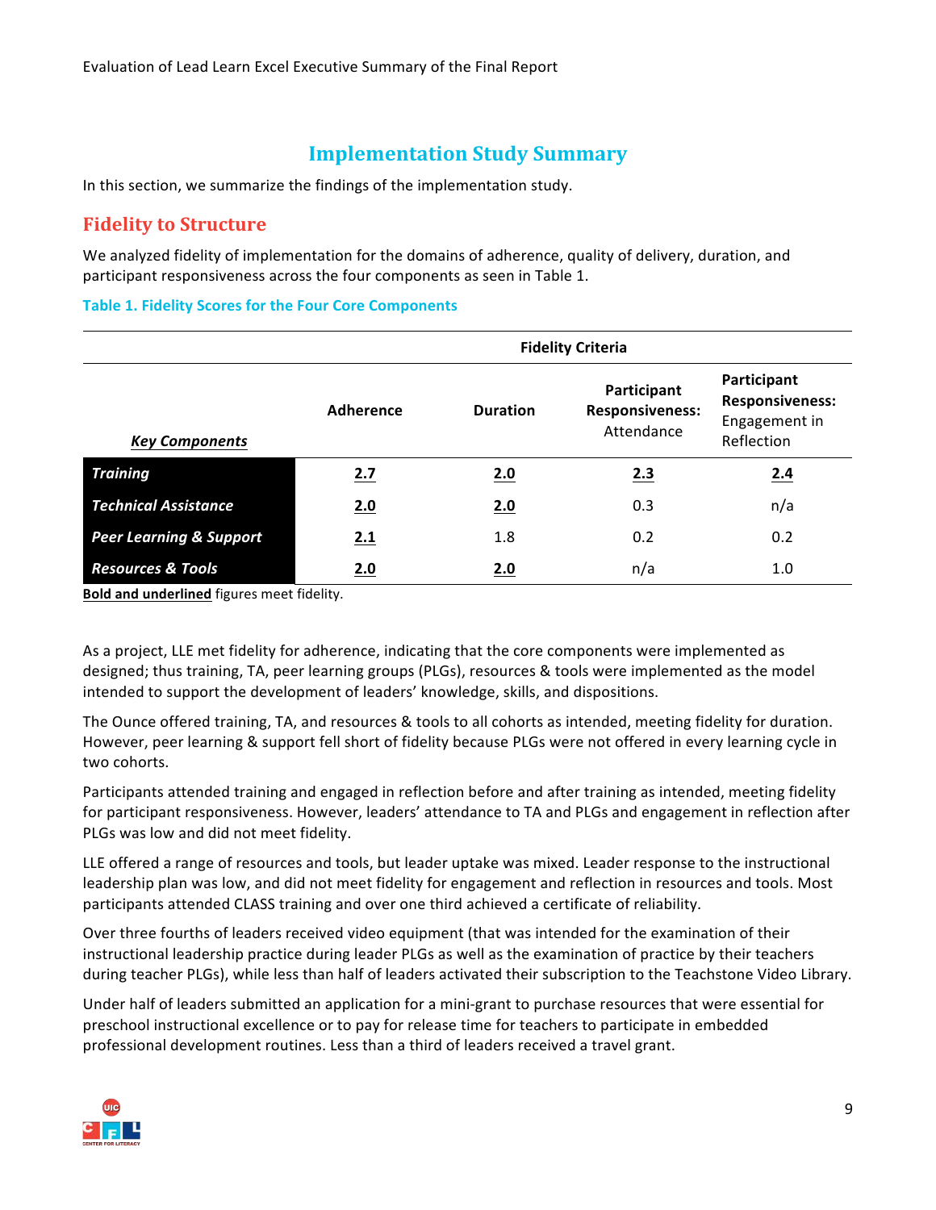## Implementation Study Summary

In this section, we summarize the findings of the implementation study.

### Fidelity to Structure

We analyzed fidelity of implementation for the domains of adherence, quality of delivery, duration, and participant responsiveness across the four components as seen in Table 1.

**Table 1. Fidelity Scores for the Four Core Components**

| | Fidelity Criteria | | | |
|---|---|---|---|---|
| ***Key Components*** | **Adherence** | **Duration** | **Participant Responsiveness:** Attendance | **Participant Responsiveness:** Engagement in Reflection |
| ***Training*** | **2.7** | **2.0** | **2.3** | **2.4** |
| ***Technical Assistance*** | **2.0** | **2.0** | 0.3 | n/a |
| ***Peer Learning & Support*** | **2.1** | 1.8 | 0.2 | 0.2 |
| ***Resources & Tools*** | **2.0** | **2.0** | n/a | 1.0 |

**Bold and underlined** figures meet fidelity.

As a project, LLE met fidelity for adherence, indicating that the core components were implemented as designed; thus training, TA, peer learning groups (PLGs), resources & tools were implemented as the model intended to support the development of leaders' knowledge, skills, and dispositions.

The Ounce offered training, TA, and resources & tools to all cohorts as intended, meeting fidelity for duration. However, peer learning & support fell short of fidelity because PLGs were not offered in every learning cycle in two cohorts.

Participants attended training and engaged in reflection before and after training as intended, meeting fidelity for participant responsiveness. However, leaders' attendance to TA and PLGs and engagement in reflection after PLGs was low and did not meet fidelity.

LLE offered a range of resources and tools, but leader uptake was mixed. Leader response to the instructional leadership plan was low, and did not meet fidelity for engagement and reflection in resources and tools. Most participants attended CLASS training and over one third achieved a certificate of reliability.

Over three fourths of leaders received video equipment (that was intended for the examination of their instructional leadership practice during leader PLGs as well as the examination of practice by their teachers during teacher PLGs), while less than half of leaders activated their subscription to the Teachstone Video Library.

Under half of leaders submitted an application for a mini-grant to purchase resources that were essential for preschool instructional excellence or to pay for release time for teachers to participate in embedded professional development routines. Less than a third of leaders received a travel grant.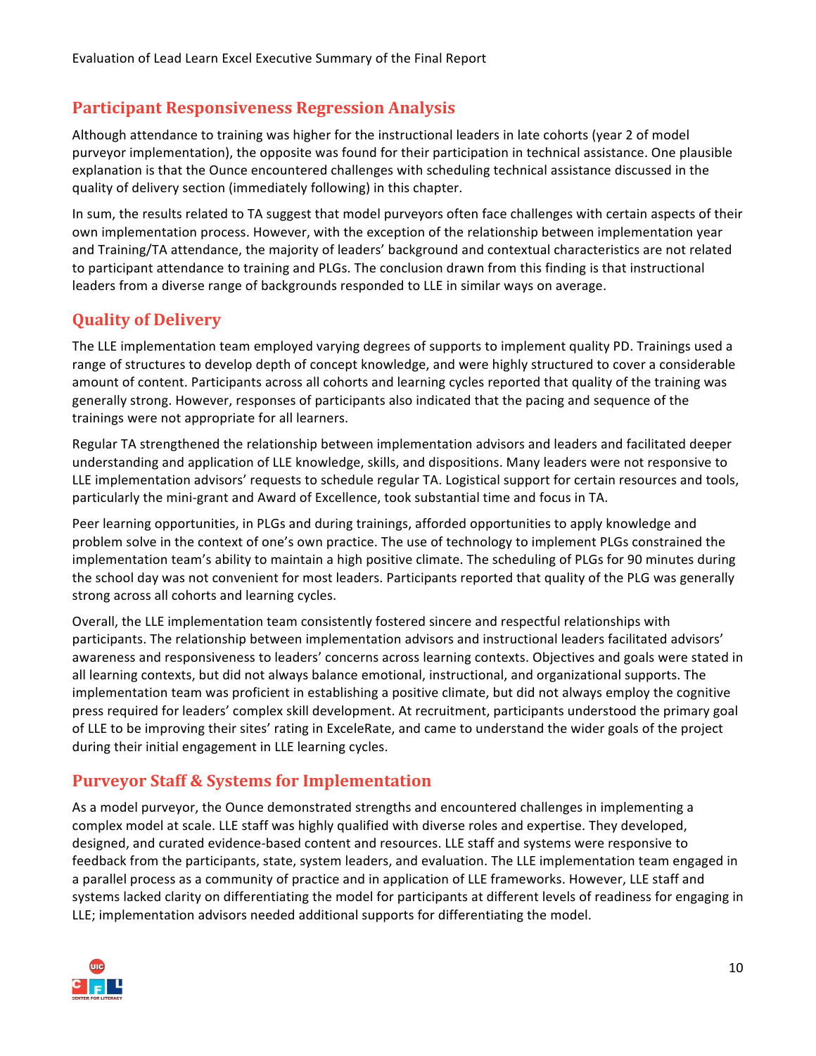## Participant Responsiveness Regression Analysis

Although attendance to training was higher for the instructional leaders in late cohorts (year 2 of model purveyor implementation), the opposite was found for their participation in technical assistance. One plausible explanation is that the Ounce encountered challenges with scheduling technical assistance discussed in the quality of delivery section (immediately following) in this chapter.

In sum, the results related to TA suggest that model purveyors often face challenges with certain aspects of their own implementation process. However, with the exception of the relationship between implementation year and Training/TA attendance, the majority of leaders' background and contextual characteristics are not related to participant attendance to training and PLGs. The conclusion drawn from this finding is that instructional leaders from a diverse range of backgrounds responded to LLE in similar ways on average.

## Quality of Delivery

The LLE implementation team employed varying degrees of supports to implement quality PD. Trainings used a range of structures to develop depth of concept knowledge, and were highly structured to cover a considerable amount of content. Participants across all cohorts and learning cycles reported that quality of the training was generally strong. However, responses of participants also indicated that the pacing and sequence of the trainings were not appropriate for all learners.

Regular TA strengthened the relationship between implementation advisors and leaders and facilitated deeper understanding and application of LLE knowledge, skills, and dispositions. Many leaders were not responsive to LLE implementation advisors' requests to schedule regular TA. Logistical support for certain resources and tools, particularly the mini-grant and Award of Excellence, took substantial time and focus in TA.

Peer learning opportunities, in PLGs and during trainings, afforded opportunities to apply knowledge and problem solve in the context of one's own practice. The use of technology to implement PLGs constrained the implementation team's ability to maintain a high positive climate. The scheduling of PLGs for 90 minutes during the school day was not convenient for most leaders. Participants reported that quality of the PLG was generally strong across all cohorts and learning cycles.

Overall, the LLE implementation team consistently fostered sincere and respectful relationships with participants. The relationship between implementation advisors and instructional leaders facilitated advisors' awareness and responsiveness to leaders' concerns across learning contexts. Objectives and goals were stated in all learning contexts, but did not always balance emotional, instructional, and organizational supports. The implementation team was proficient in establishing a positive climate, but did not always employ the cognitive press required for leaders' complex skill development. At recruitment, participants understood the primary goal of LLE to be improving their sites' rating in ExceleRate, and came to understand the wider goals of the project during their initial engagement in LLE learning cycles.

## Purveyor Staff & Systems for Implementation

As a model purveyor, the Ounce demonstrated strengths and encountered challenges in implementing a complex model at scale. LLE staff was highly qualified with diverse roles and expertise. They developed, designed, and curated evidence-based content and resources. LLE staff and systems were responsive to feedback from the participants, state, system leaders, and evaluation. The LLE implementation team engaged in a parallel process as a community of practice and in application of LLE frameworks. However, LLE staff and systems lacked clarity on differentiating the model for participants at different levels of readiness for engaging in LLE; implementation advisors needed additional supports for differentiating the model.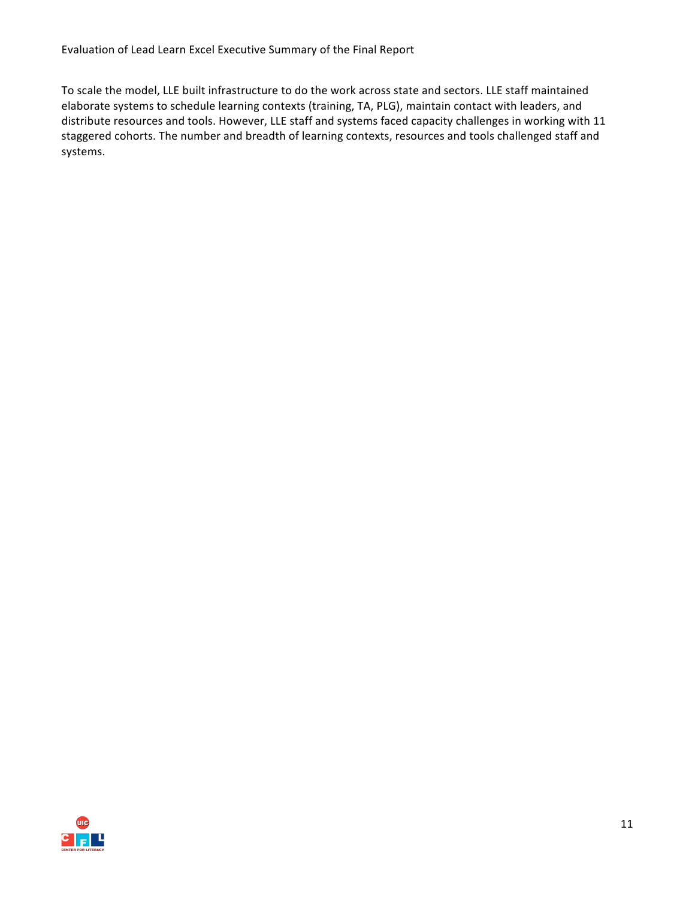To scale the model, LLE built infrastructure to do the work across state and sectors. LLE staff maintained elaborate systems to schedule learning contexts (training, TA, PLG), maintain contact with leaders, and distribute resources and tools. However, LLE staff and systems faced capacity challenges in working with 11 staggered cohorts. The number and breadth of learning contexts, resources and tools challenged staff and systems.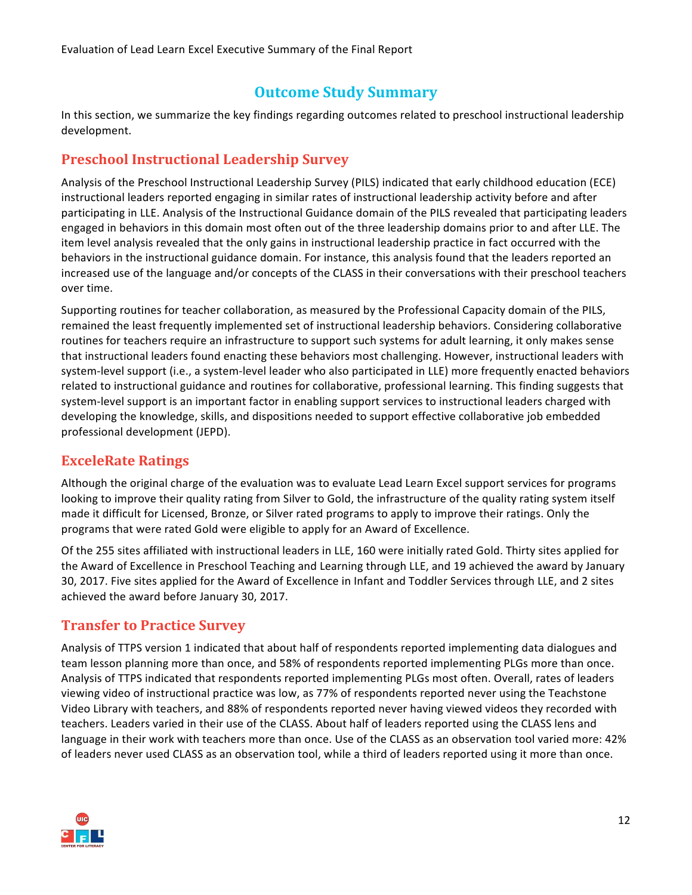## Outcome Study Summary

In this section, we summarize the key findings regarding outcomes related to preschool instructional leadership development.

### Preschool Instructional Leadership Survey

Analysis of the Preschool Instructional Leadership Survey (PILS) indicated that early childhood education (ECE) instructional leaders reported engaging in similar rates of instructional leadership activity before and after participating in LLE. Analysis of the Instructional Guidance domain of the PILS revealed that participating leaders engaged in behaviors in this domain most often out of the three leadership domains prior to and after LLE. The item level analysis revealed that the only gains in instructional leadership practice in fact occurred with the behaviors in the instructional guidance domain. For instance, this analysis found that the leaders reported an increased use of the language and/or concepts of the CLASS in their conversations with their preschool teachers over time.

Supporting routines for teacher collaboration, as measured by the Professional Capacity domain of the PILS, remained the least frequently implemented set of instructional leadership behaviors. Considering collaborative routines for teachers require an infrastructure to support such systems for adult learning, it only makes sense that instructional leaders found enacting these behaviors most challenging. However, instructional leaders with system-level support (i.e., a system-level leader who also participated in LLE) more frequently enacted behaviors related to instructional guidance and routines for collaborative, professional learning. This finding suggests that system-level support is an important factor in enabling support services to instructional leaders charged with developing the knowledge, skills, and dispositions needed to support effective collaborative job embedded professional development (JEPD).

### ExceleRate Ratings

Although the original charge of the evaluation was to evaluate Lead Learn Excel support services for programs looking to improve their quality rating from Silver to Gold, the infrastructure of the quality rating system itself made it difficult for Licensed, Bronze, or Silver rated programs to apply to improve their ratings. Only the programs that were rated Gold were eligible to apply for an Award of Excellence.

Of the 255 sites affiliated with instructional leaders in LLE, 160 were initially rated Gold. Thirty sites applied for the Award of Excellence in Preschool Teaching and Learning through LLE, and 19 achieved the award by January 30, 2017. Five sites applied for the Award of Excellence in Infant and Toddler Services through LLE, and 2 sites achieved the award before January 30, 2017.

### Transfer to Practice Survey

Analysis of TTPS version 1 indicated that about half of respondents reported implementing data dialogues and team lesson planning more than once, and 58% of respondents reported implementing PLGs more than once. Analysis of TTPS indicated that respondents reported implementing PLGs most often. Overall, rates of leaders viewing video of instructional practice was low, as 77% of respondents reported never using the Teachstone Video Library with teachers, and 88% of respondents reported never having viewed videos they recorded with teachers. Leaders varied in their use of the CLASS. About half of leaders reported using the CLASS lens and language in their work with teachers more than once. Use of the CLASS as an observation tool varied more: 42% of leaders never used CLASS as an observation tool, while a third of leaders reported using it more than once.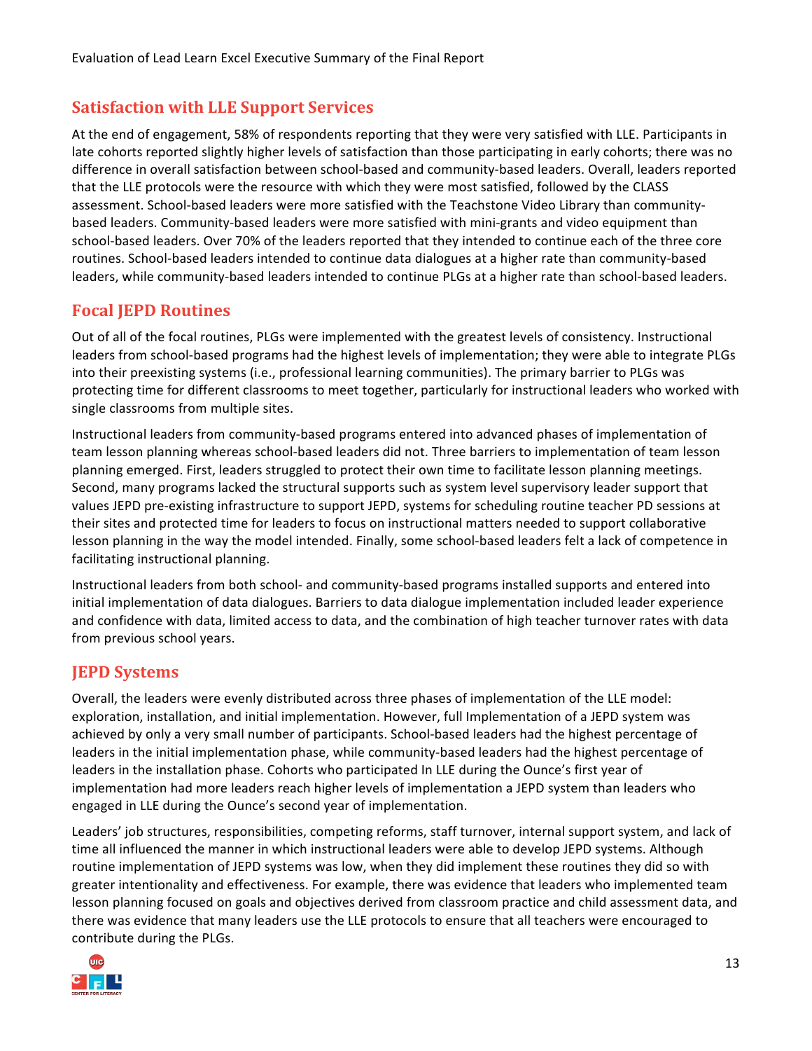## Satisfaction with LLE Support Services

At the end of engagement, 58% of respondents reporting that they were very satisfied with LLE. Participants in late cohorts reported slightly higher levels of satisfaction than those participating in early cohorts; there was no difference in overall satisfaction between school-based and community-based leaders. Overall, leaders reported that the LLE protocols were the resource with which they were most satisfied, followed by the CLASS assessment. School-based leaders were more satisfied with the Teachstone Video Library than community-based leaders. Community-based leaders were more satisfied with mini-grants and video equipment than school-based leaders. Over 70% of the leaders reported that they intended to continue each of the three core routines. School-based leaders intended to continue data dialogues at a higher rate than community-based leaders, while community-based leaders intended to continue PLGs at a higher rate than school-based leaders.

## Focal JEPD Routines

Out of all of the focal routines, PLGs were implemented with the greatest levels of consistency. Instructional leaders from school-based programs had the highest levels of implementation; they were able to integrate PLGs into their preexisting systems (i.e., professional learning communities). The primary barrier to PLGs was protecting time for different classrooms to meet together, particularly for instructional leaders who worked with single classrooms from multiple sites.

Instructional leaders from community-based programs entered into advanced phases of implementation of team lesson planning whereas school-based leaders did not. Three barriers to implementation of team lesson planning emerged. First, leaders struggled to protect their own time to facilitate lesson planning meetings. Second, many programs lacked the structural supports such as system level supervisory leader support that values JEPD pre-existing infrastructure to support JEPD, systems for scheduling routine teacher PD sessions at their sites and protected time for leaders to focus on instructional matters needed to support collaborative lesson planning in the way the model intended. Finally, some school-based leaders felt a lack of competence in facilitating instructional planning.

Instructional leaders from both school- and community-based programs installed supports and entered into initial implementation of data dialogues. Barriers to data dialogue implementation included leader experience and confidence with data, limited access to data, and the combination of high teacher turnover rates with data from previous school years.

## JEPD Systems

Overall, the leaders were evenly distributed across three phases of implementation of the LLE model: exploration, installation, and initial implementation. However, full Implementation of a JEPD system was achieved by only a very small number of participants. School-based leaders had the highest percentage of leaders in the initial implementation phase, while community-based leaders had the highest percentage of leaders in the installation phase. Cohorts who participated In LLE during the Ounce's first year of implementation had more leaders reach higher levels of implementation a JEPD system than leaders who engaged in LLE during the Ounce's second year of implementation.

Leaders' job structures, responsibilities, competing reforms, staff turnover, internal support system, and lack of time all influenced the manner in which instructional leaders were able to develop JEPD systems. Although routine implementation of JEPD systems was low, when they did implement these routines they did so with greater intentionality and effectiveness. For example, there was evidence that leaders who implemented team lesson planning focused on goals and objectives derived from classroom practice and child assessment data, and there was evidence that many leaders use the LLE protocols to ensure that all teachers were encouraged to contribute during the PLGs.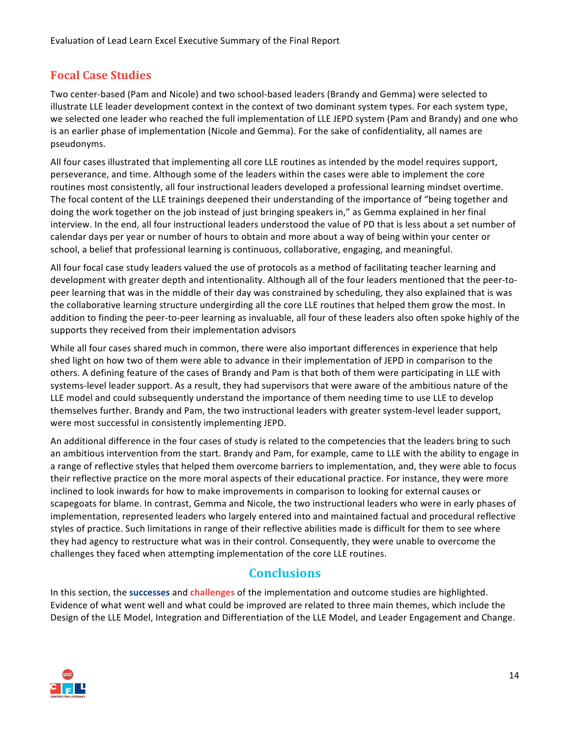## Focal Case Studies

Two center-based (Pam and Nicole) and two school-based leaders (Brandy and Gemma) were selected to illustrate LLE leader development context in the context of two dominant system types. For each system type, we selected one leader who reached the full implementation of LLE JEPD system (Pam and Brandy) and one who is an earlier phase of implementation (Nicole and Gemma). For the sake of confidentiality, all names are pseudonyms.

All four cases illustrated that implementing all core LLE routines as intended by the model requires support, perseverance, and time. Although some of the leaders within the cases were able to implement the core routines most consistently, all four instructional leaders developed a professional learning mindset overtime. The focal content of the LLE trainings deepened their understanding of the importance of "being together and doing the work together on the job instead of just bringing speakers in," as Gemma explained in her final interview. In the end, all four instructional leaders understood the value of PD that is less about a set number of calendar days per year or number of hours to obtain and more about a way of being within your center or school, a belief that professional learning is continuous, collaborative, engaging, and meaningful.

All four focal case study leaders valued the use of protocols as a method of facilitating teacher learning and development with greater depth and intentionality. Although all of the four leaders mentioned that the peer-to-peer learning that was in the middle of their day was constrained by scheduling, they also explained that is was the collaborative learning structure undergirding all the core LLE routines that helped them grow the most. In addition to finding the peer-to-peer learning as invaluable, all four of these leaders also often spoke highly of the supports they received from their implementation advisors

While all four cases shared much in common, there were also important differences in experience that help shed light on how two of them were able to advance in their implementation of JEPD in comparison to the others. A defining feature of the cases of Brandy and Pam is that both of them were participating in LLE with systems-level leader support. As a result, they had supervisors that were aware of the ambitious nature of the LLE model and could subsequently understand the importance of them needing time to use LLE to develop themselves further. Brandy and Pam, the two instructional leaders with greater system-level leader support, were most successful in consistently implementing JEPD.

An additional difference in the four cases of study is related to the competencies that the leaders bring to such an ambitious intervention from the start. Brandy and Pam, for example, came to LLE with the ability to engage in a range of reflective styles that helped them overcome barriers to implementation, and, they were able to focus their reflective practice on the more moral aspects of their educational practice. For instance, they were more inclined to look inwards for how to make improvements in comparison to looking for external causes or scapegoats for blame. In contrast, Gemma and Nicole, the two instructional leaders who were in early phases of implementation, represented leaders who largely entered into and maintained factual and procedural reflective styles of practice. Such limitations in range of their reflective abilities made is difficult for them to see where they had agency to restructure what was in their control. Consequently, they were unable to overcome the challenges they faced when attempting implementation of the core LLE routines.

## Conclusions

In this section, the **successes** and **challenges** of the implementation and outcome studies are highlighted. Evidence of what went well and what could be improved are related to three main themes, which include the Design of the LLE Model, Integration and Differentiation of the LLE Model, and Leader Engagement and Change.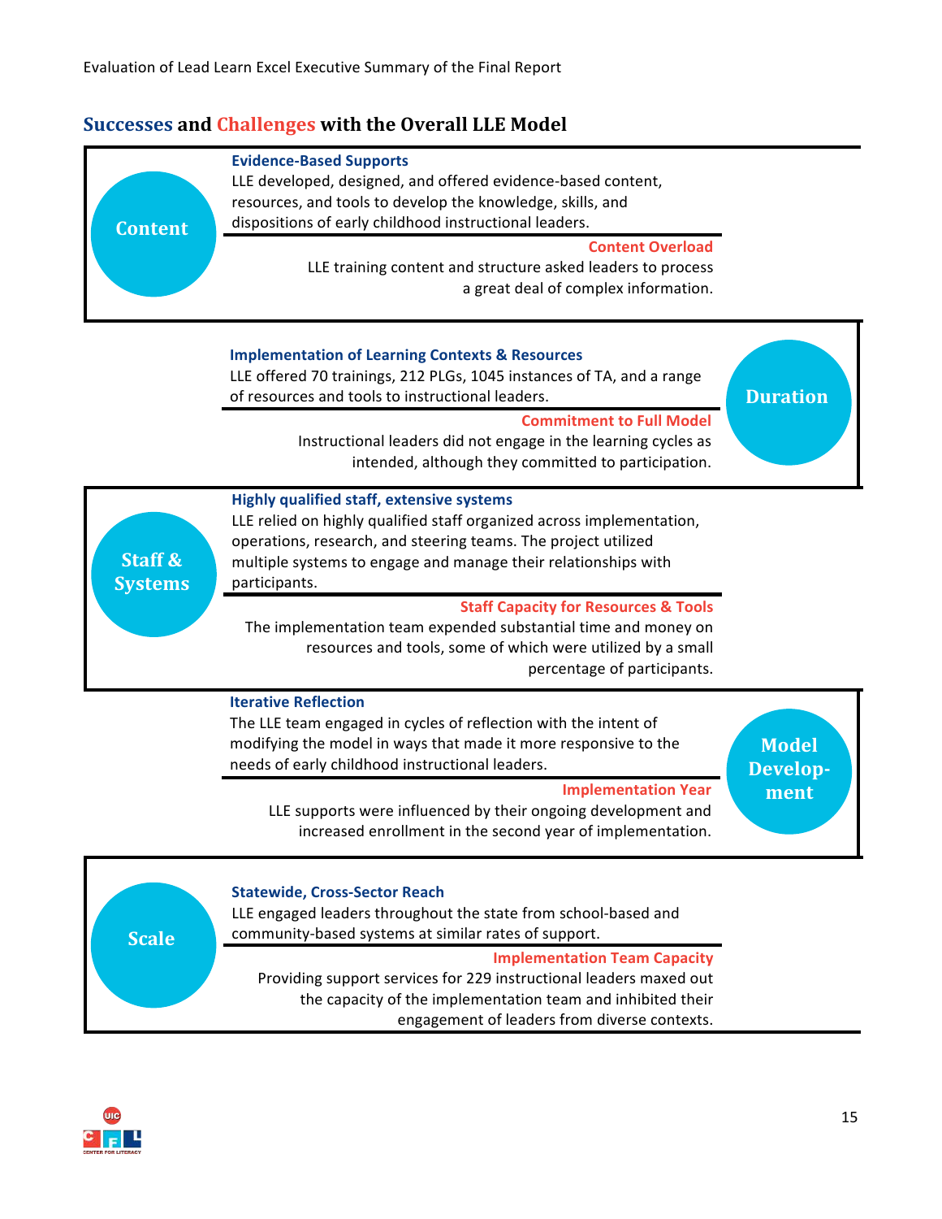## Successes and Challenges with the Overall LLE Model

### Content

**Evidence-Based Supports**

LLE developed, designed, and offered evidence-based content, resources, and tools to develop the knowledge, skills, and dispositions of early childhood instructional leaders.

**Content Overload**

LLE training content and structure asked leaders to process a great deal of complex information.

### Duration

**Implementation of Learning Contexts & Resources**

LLE offered 70 trainings, 212 PLGs, 1045 instances of TA, and a range of resources and tools to instructional leaders.

**Commitment to Full Model**

Instructional leaders did not engage in the learning cycles as intended, although they committed to participation.

### Staff & Systems

**Highly qualified staff, extensive systems**

LLE relied on highly qualified staff organized across implementation, operations, research, and steering teams. The project utilized multiple systems to engage and manage their relationships with participants.

**Staff Capacity for Resources & Tools**

The implementation team expended substantial time and money on resources and tools, some of which were utilized by a small percentage of participants.

### Model Development

**Iterative Reflection**

The LLE team engaged in cycles of reflection with the intent of modifying the model in ways that made it more responsive to the needs of early childhood instructional leaders.

**Implementation Year**

LLE supports were influenced by their ongoing development and increased enrollment in the second year of implementation.

### Scale

**Statewide, Cross-Sector Reach**

LLE engaged leaders throughout the state from school-based and community-based systems at similar rates of support.

**Implementation Team Capacity**

Providing support services for 229 instructional leaders maxed out the capacity of the implementation team and inhibited their engagement of leaders from diverse contexts.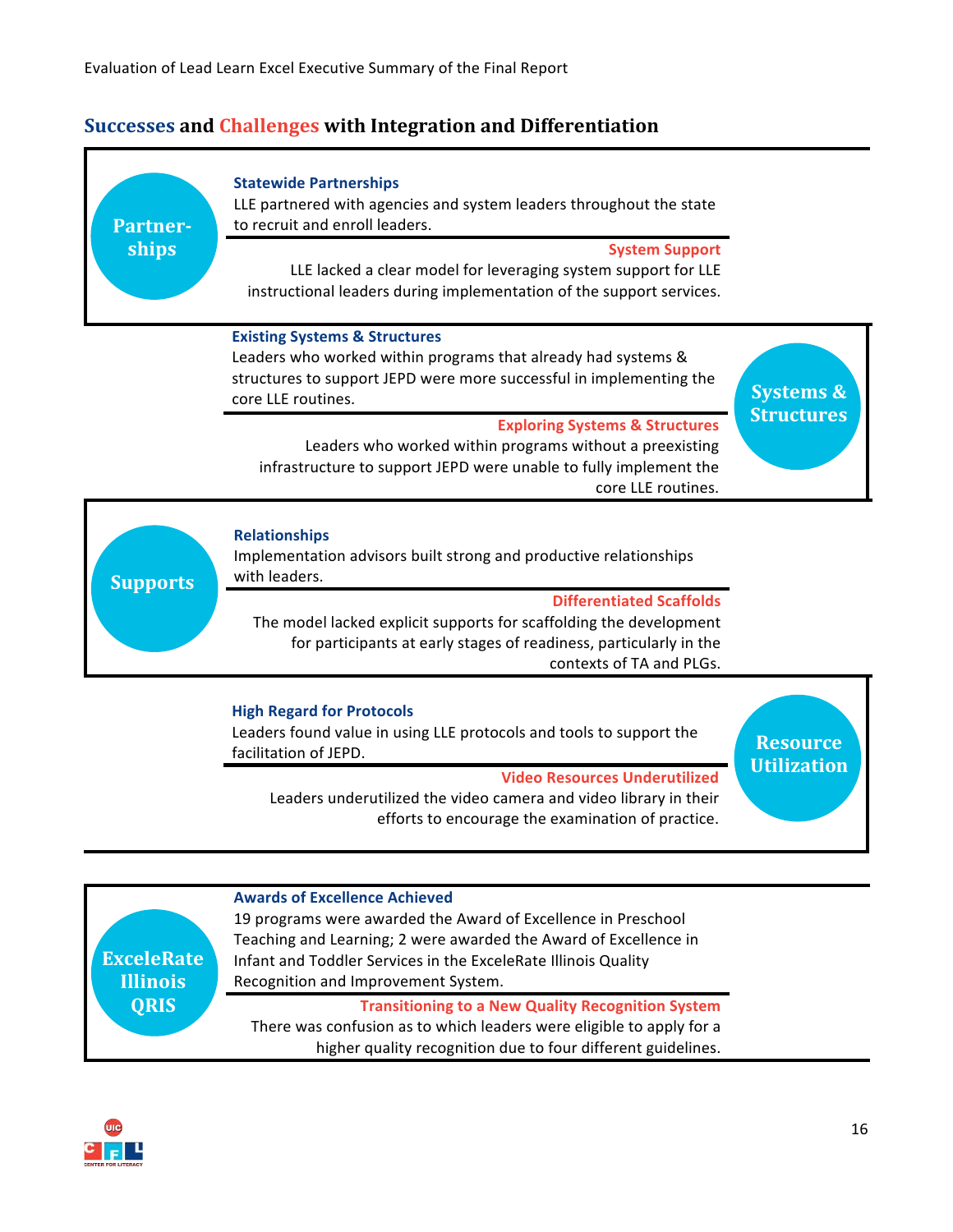## Successes and Challenges with Integration and Differentiation

### Partnerships

**Statewide Partnerships**

LLE partnered with agencies and system leaders throughout the state to recruit and enroll leaders.

**System Support**

LLE lacked a clear model for leveraging system support for LLE instructional leaders during implementation of the support services.

### Systems & Structures

**Existing Systems & Structures**

Leaders who worked within programs that already had systems & structures to support JEPD were more successful in implementing the core LLE routines.

**Exploring Systems & Structures**

Leaders who worked within programs without a preexisting infrastructure to support JEPD were unable to fully implement the core LLE routines.

### Supports

**Relationships**

Implementation advisors built strong and productive relationships with leaders.

**Differentiated Scaffolds**

The model lacked explicit supports for scaffolding the development for participants at early stages of readiness, particularly in the contexts of TA and PLGs.

### Resource Utilization

**High Regard for Protocols**

Leaders found value in using LLE protocols and tools to support the facilitation of JEPD.

**Video Resources Underutilized**

Leaders underutilized the video camera and video library in their efforts to encourage the examination of practice.

### ExceleRate Illinois QRIS

**Awards of Excellence Achieved**

19 programs were awarded the Award of Excellence in Preschool Teaching and Learning; 2 were awarded the Award of Excellence in Infant and Toddler Services in the ExceleRate Illinois Quality Recognition and Improvement System.

**Transitioning to a New Quality Recognition System**

There was confusion as to which leaders were eligible to apply for a higher quality recognition due to four different guidelines.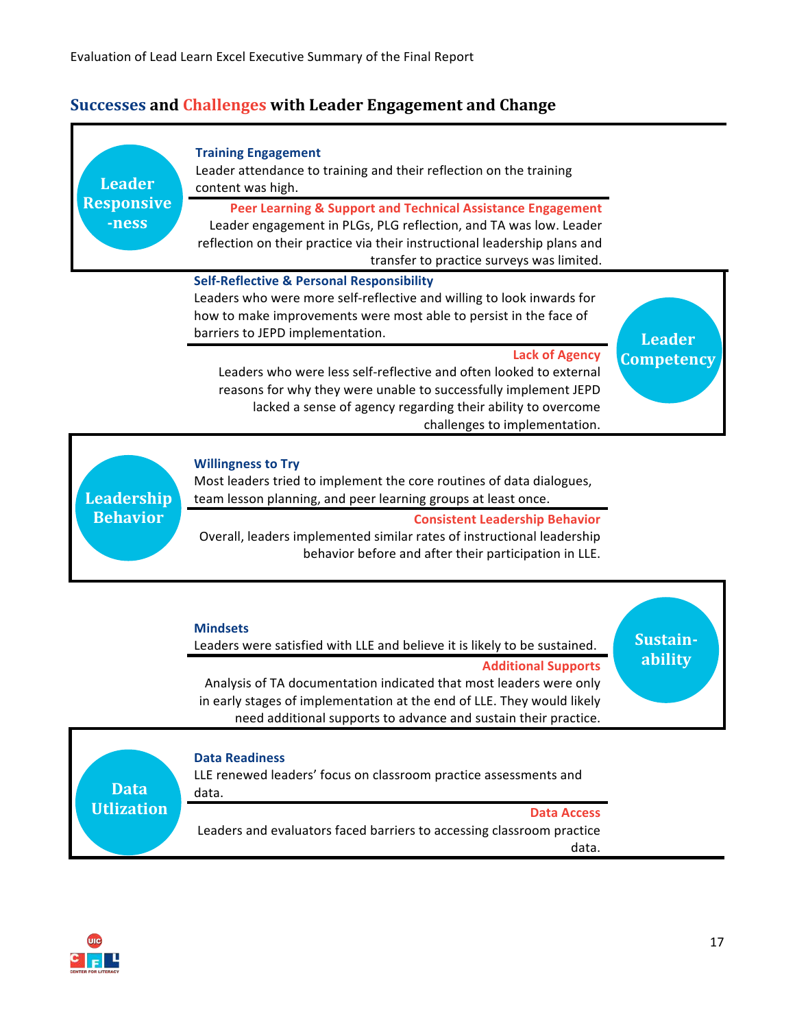## Successes and Challenges with Leader Engagement and Change

### Leader Responsiveness

**Training Engagement**
Leader attendance to training and their reflection on the training content was high.

**Peer Learning & Support and Technical Assistance Engagement**
Leader engagement in PLGs, PLG reflection, and TA was low. Leader reflection on their practice via their instructional leadership plans and transfer to practice surveys was limited.

### Leader Competency

**Self-Reflective & Personal Responsibility**
Leaders who were more self-reflective and willing to look inwards for how to make improvements were most able to persist in the face of barriers to JEPD implementation.

**Lack of Agency**
Leaders who were less self-reflective and often looked to external reasons for why they were unable to successfully implement JEPD lacked a sense of agency regarding their ability to overcome challenges to implementation.

### Leadership Behavior

**Willingness to Try**
Most leaders tried to implement the core routines of data dialogues, team lesson planning, and peer learning groups at least once.

**Consistent Leadership Behavior**
Overall, leaders implemented similar rates of instructional leadership behavior before and after their participation in LLE.

### Sustainability

**Mindsets**
Leaders were satisfied with LLE and believe it is likely to be sustained.

**Additional Supports**
Analysis of TA documentation indicated that most leaders were only in early stages of implementation at the end of LLE. They would likely need additional supports to advance and sustain their practice.

### Data Utlization

**Data Readiness**
LLE renewed leaders' focus on classroom practice assessments and data.

**Data Access**
Leaders and evaluators faced barriers to accessing classroom practice data.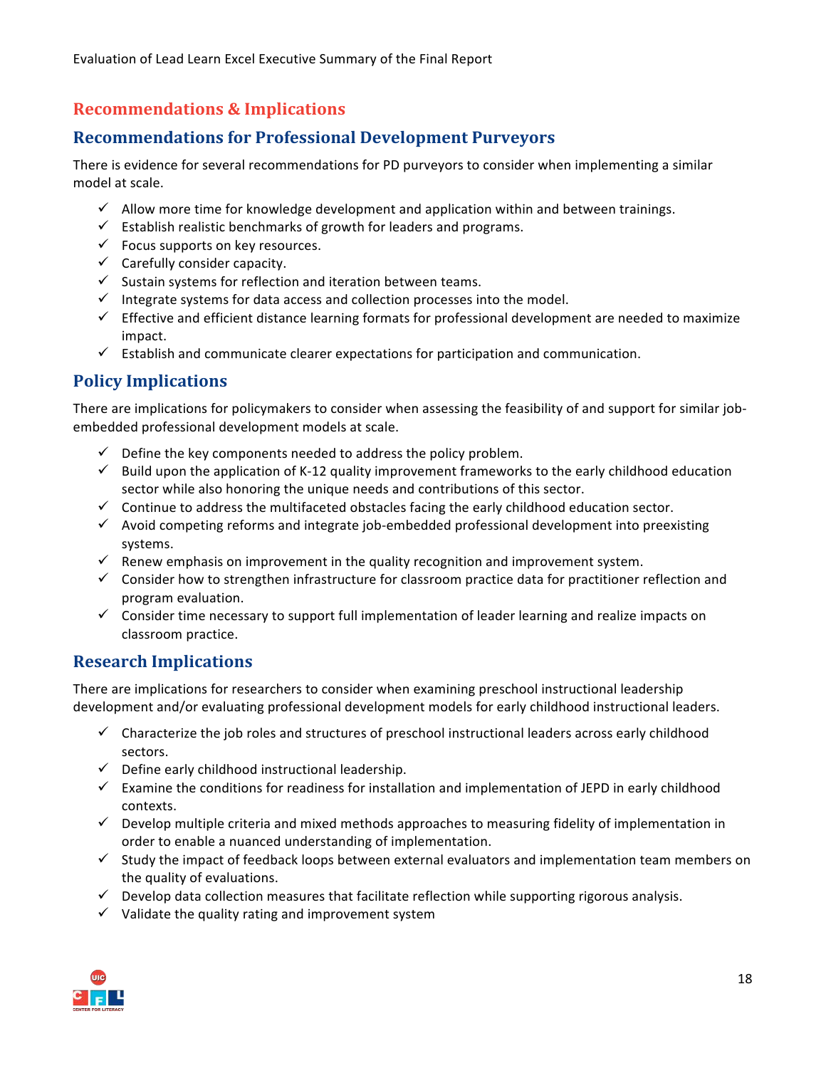## Recommendations & Implications

### Recommendations for Professional Development Purveyors

There is evidence for several recommendations for PD purveyors to consider when implementing a similar model at scale.

- ✓ Allow more time for knowledge development and application within and between trainings.
- ✓ Establish realistic benchmarks of growth for leaders and programs.
- ✓ Focus supports on key resources.
- ✓ Carefully consider capacity.
- ✓ Sustain systems for reflection and iteration between teams.
- ✓ Integrate systems for data access and collection processes into the model.
- ✓ Effective and efficient distance learning formats for professional development are needed to maximize impact.
- ✓ Establish and communicate clearer expectations for participation and communication.

### Policy Implications

There are implications for policymakers to consider when assessing the feasibility of and support for similar job-embedded professional development models at scale.

- ✓ Define the key components needed to address the policy problem.
- ✓ Build upon the application of K-12 quality improvement frameworks to the early childhood education sector while also honoring the unique needs and contributions of this sector.
- ✓ Continue to address the multifaceted obstacles facing the early childhood education sector.
- ✓ Avoid competing reforms and integrate job-embedded professional development into preexisting systems.
- ✓ Renew emphasis on improvement in the quality recognition and improvement system.
- ✓ Consider how to strengthen infrastructure for classroom practice data for practitioner reflection and program evaluation.
- ✓ Consider time necessary to support full implementation of leader learning and realize impacts on classroom practice.

### Research Implications

There are implications for researchers to consider when examining preschool instructional leadership development and/or evaluating professional development models for early childhood instructional leaders.

- ✓ Characterize the job roles and structures of preschool instructional leaders across early childhood sectors.
- ✓ Define early childhood instructional leadership.
- ✓ Examine the conditions for readiness for installation and implementation of JEPD in early childhood contexts.
- ✓ Develop multiple criteria and mixed methods approaches to measuring fidelity of implementation in order to enable a nuanced understanding of implementation.
- ✓ Study the impact of feedback loops between external evaluators and implementation team members on the quality of evaluations.
- ✓ Develop data collection measures that facilitate reflection while supporting rigorous analysis.
- ✓ Validate the quality rating and improvement system